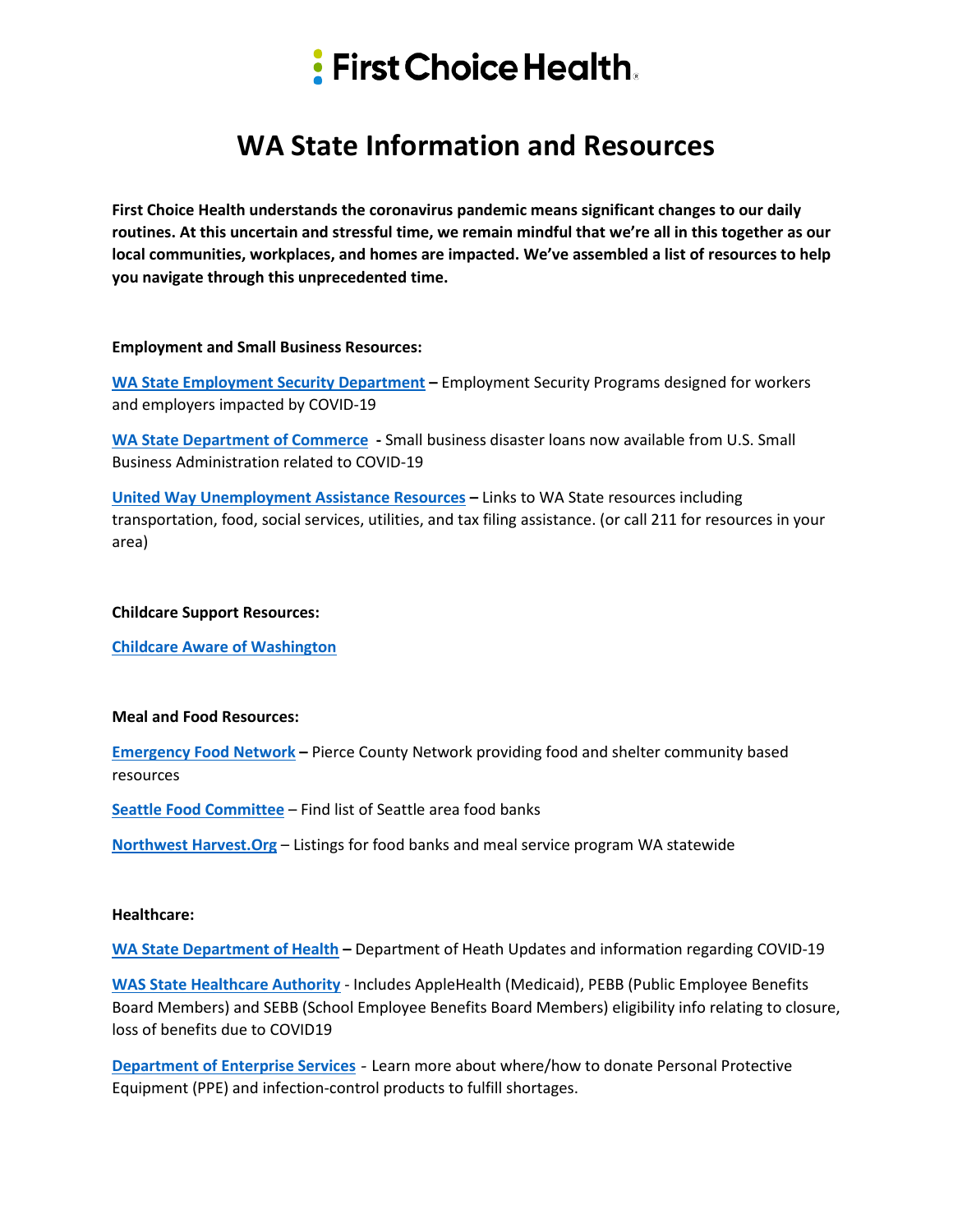# First Choice Health

# WA State Information and Resources

**First Choice Health understands the coronavirus pandemic means significant changes to our daily routines. At this uncertain and stressful time, we remain mindful that we're all in this together as our local communities, workplaces, and homes are impacted. We've assembled a list of resources to help you navigate through this unprecedented time.**

**Employment and Small Business Resources:**

**WA State Employment Security Department** **–** Employment Security Programs designed for workers and employers impacted by COVID-19

**WA State Department of Commerce** **-** Small business disaster loans now available from U.S. Small Business Administration related to COVID-19

**United Way Unemployment Assistance Resources** **–** Links to WA State resources including transportation, food, social services, utilities, and tax filing assistance. (or call 211 for resources in your area)

**Childcare Support Resources:**

**Childcare Aware of Washington**

**Meal and Food Resources:**

**Emergency Food Network** **–** Pierce County Network providing food and shelter community based resources

**Seattle Food Committee** – Find list of Seattle area food banks

**Northwest Harvest.Org** – Listings for food banks and meal service program WA statewide

**Healthcare:**

**WA State Department of Health** **–** Department of Heath Updates and information regarding COVID-19

**WAS State Healthcare Authority** - Includes AppleHealth (Medicaid), PEBB (Public Employee Benefits Board Members) and SEBB (School Employee Benefits Board Members) eligibility info relating to closure, loss of benefits due to COVID19

**Department of Enterprise Services** - Learn more about where/how to donate Personal Protective Equipment (PPE) and infection-control products to fulfill shortages.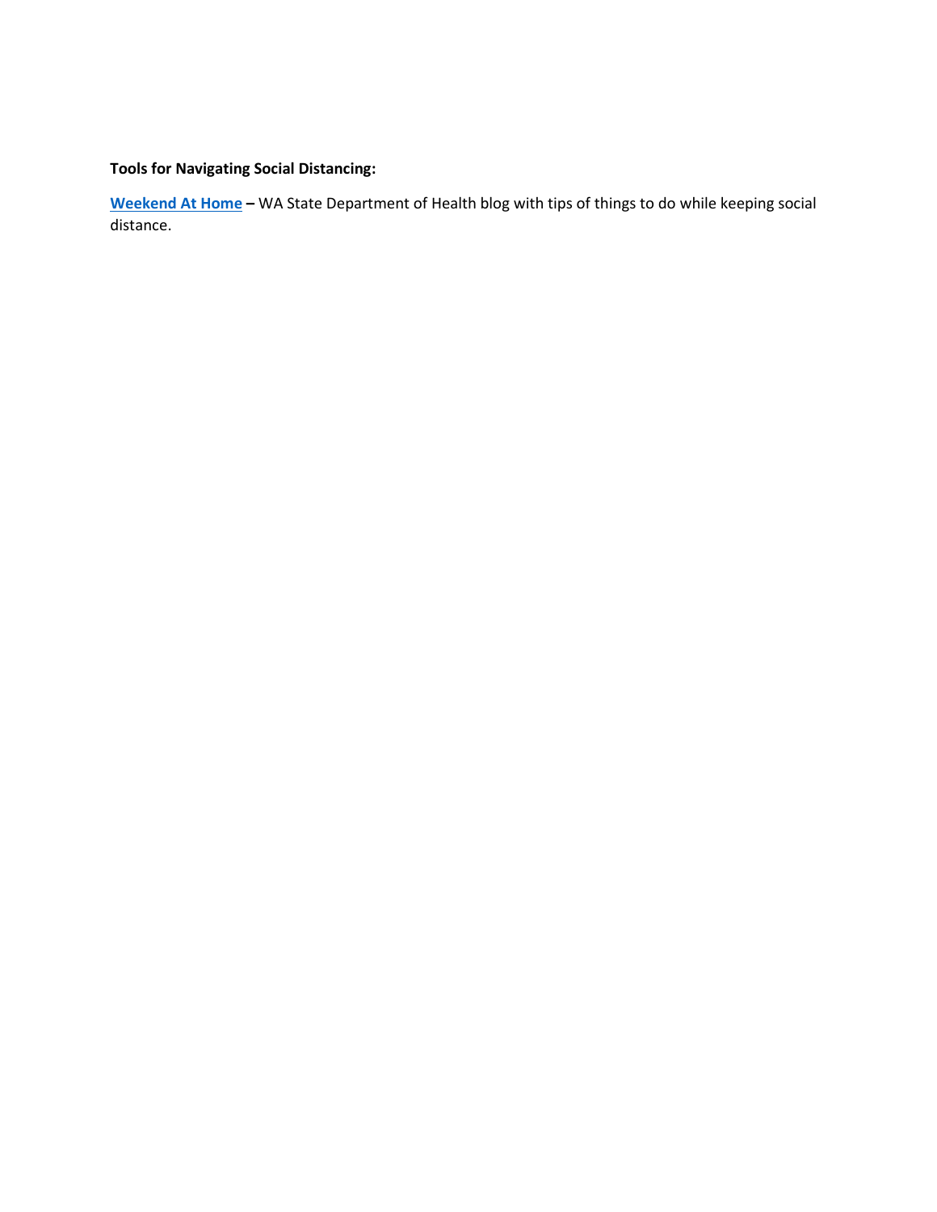**Tools for Navigating Social Distancing:**

**Weekend At Home** – WA State Department of Health blog with tips of things to do while keeping social distance.